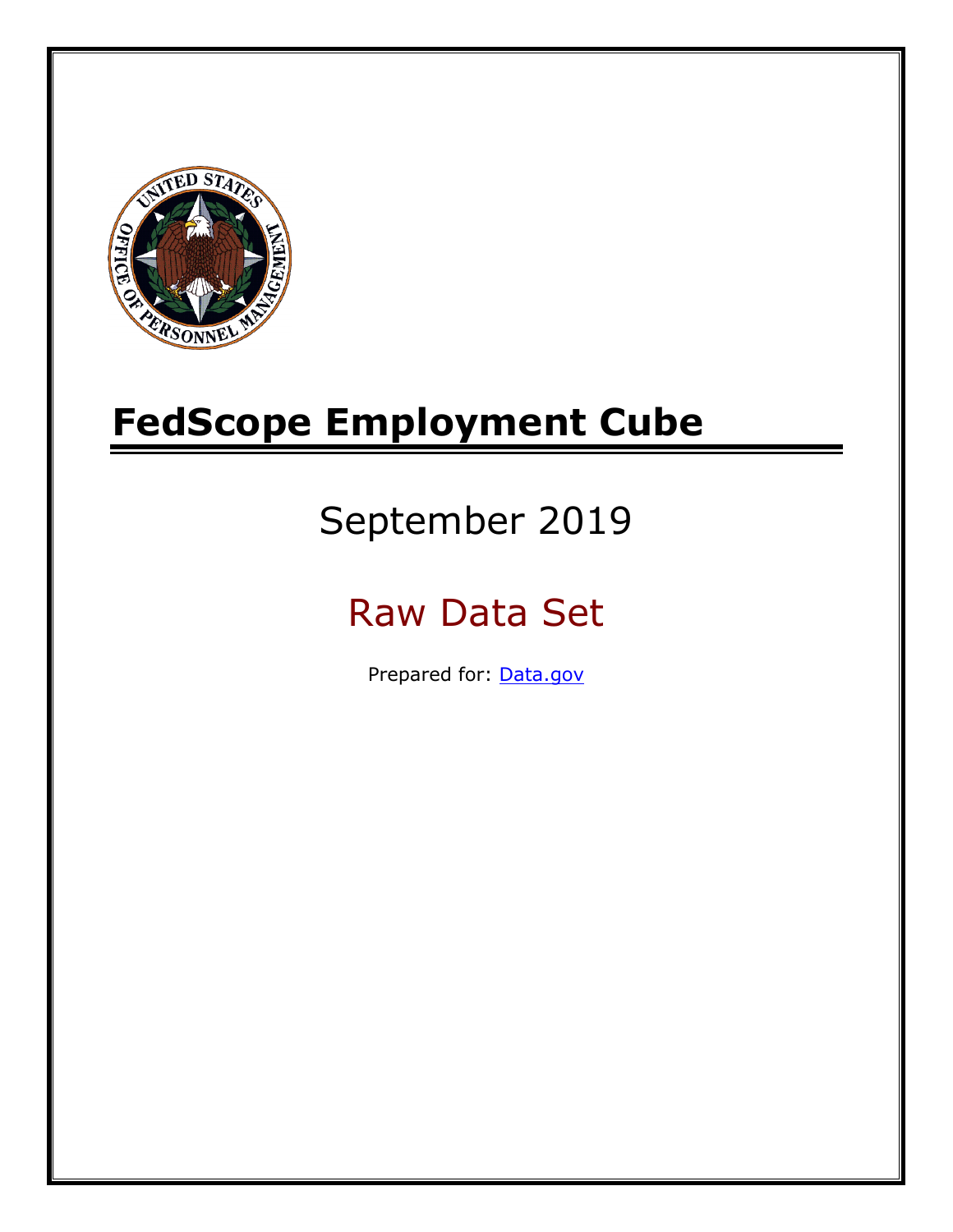# FedScope Employment Cube

September 2019

Raw Data Set

Prepared for: [Data.gov](Data.gov)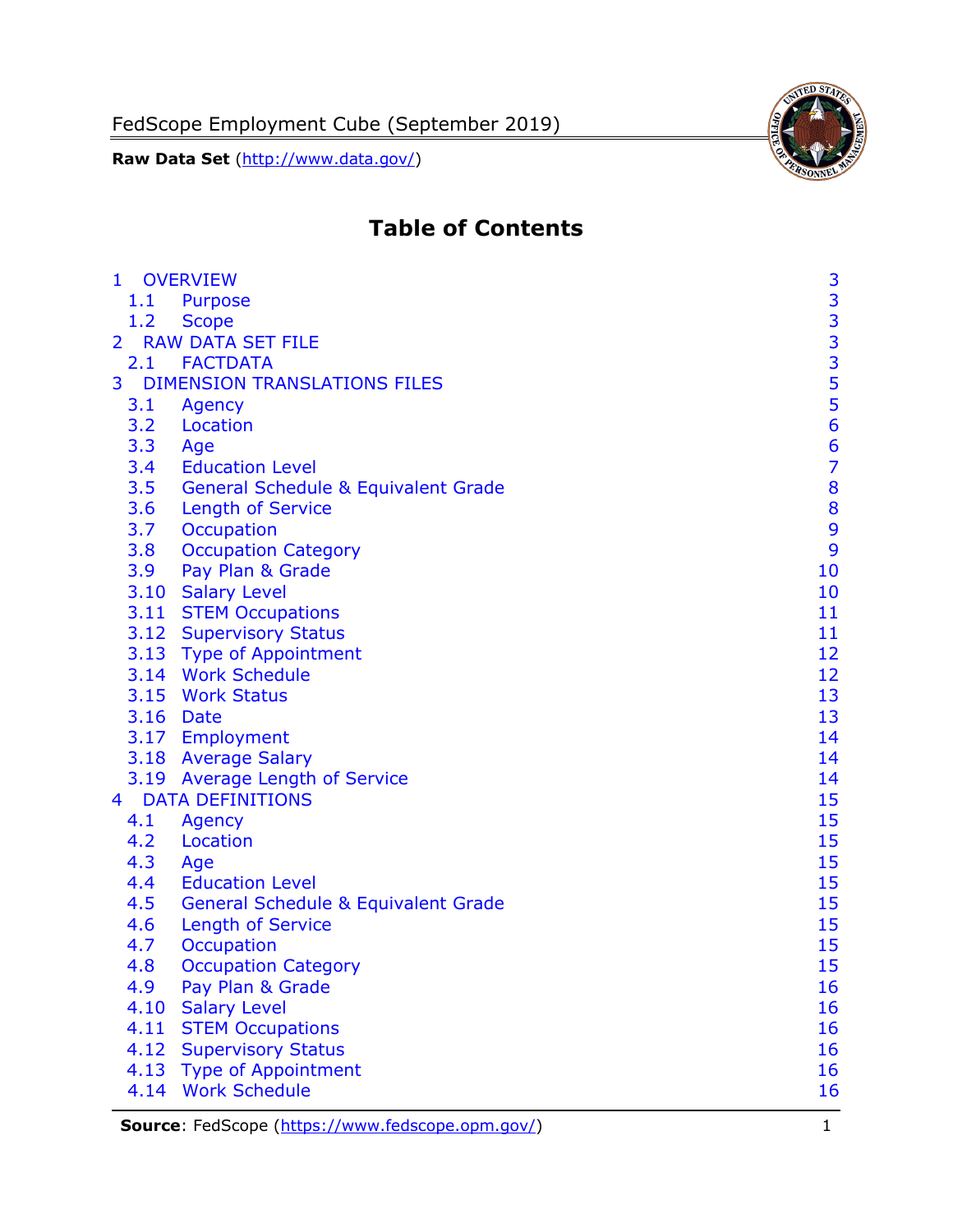# Table of Contents

| | | |
|---|---|---|
| 1 | OVERVIEW | 3 |
| 1.1 | Purpose | 3 |
| 1.2 | Scope | 3 |
| 2 | RAW DATA SET FILE | 3 |
| 2.1 | FACTDATA | 3 |
| 3 | DIMENSION TRANSLATIONS FILES | 5 |
| 3.1 | Agency | 5 |
| 3.2 | Location | 6 |
| 3.3 | Age | 6 |
| 3.4 | Education Level | 7 |
| 3.5 | General Schedule & Equivalent Grade | 8 |
| 3.6 | Length of Service | 8 |
| 3.7 | Occupation | 9 |
| 3.8 | Occupation Category | 9 |
| 3.9 | Pay Plan & Grade | 10 |
| 3.10 | Salary Level | 10 |
| 3.11 | STEM Occupations | 11 |
| 3.12 | Supervisory Status | 11 |
| 3.13 | Type of Appointment | 12 |
| 3.14 | Work Schedule | 12 |
| 3.15 | Work Status | 13 |
| 3.16 | Date | 13 |
| 3.17 | Employment | 14 |
| 3.18 | Average Salary | 14 |
| 3.19 | Average Length of Service | 14 |
| 4 | DATA DEFINITIONS | 15 |
| 4.1 | Agency | 15 |
| 4.2 | Location | 15 |
| 4.3 | Age | 15 |
| 4.4 | Education Level | 15 |
| 4.5 | General Schedule & Equivalent Grade | 15 |
| 4.6 | Length of Service | 15 |
| 4.7 | Occupation | 15 |
| 4.8 | Occupation Category | 15 |
| 4.9 | Pay Plan & Grade | 16 |
| 4.10 | Salary Level | 16 |
| 4.11 | STEM Occupations | 16 |
| 4.12 | Supervisory Status | 16 |
| 4.13 | Type of Appointment | 16 |
| 4.14 | Work Schedule | 16 |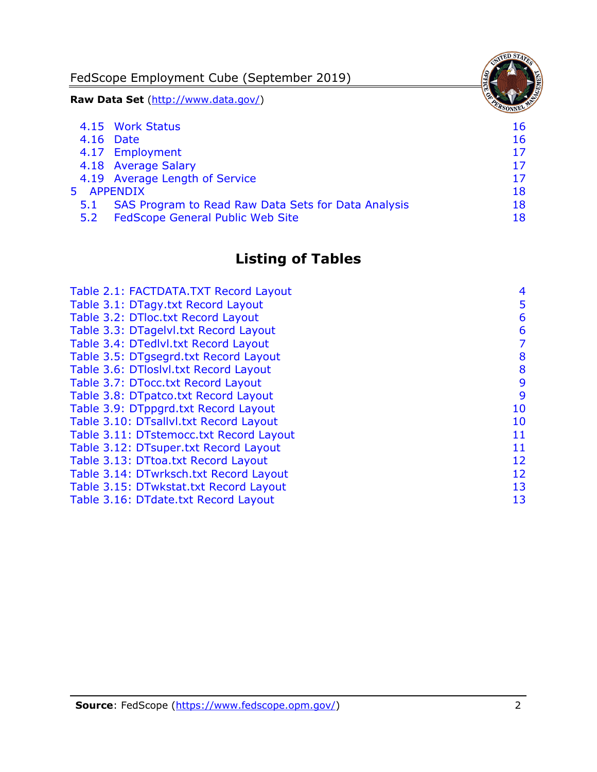4.15 Work Status 16
4.16 Date 16
4.17 Employment 17
4.18 Average Salary 17
4.19 Average Length of Service 17
5 APPENDIX 18
5.1 SAS Program to Read Raw Data Sets for Data Analysis 18
5.2 FedScope General Public Web Site 18

## Listing of Tables

Table 2.1: FACTDATA.TXT Record Layout 4
Table 3.1: DTagy.txt Record Layout 5
Table 3.2: DTloc.txt Record Layout 6
Table 3.3: DTagelvl.txt Record Layout 6
Table 3.4: DTedlvl.txt Record Layout 7
Table 3.5: DTgsegrd.txt Record Layout 8
Table 3.6: DTloslvl.txt Record Layout 8
Table 3.7: DTocc.txt Record Layout 9
Table 3.8: DTpatco.txt Record Layout 9
Table 3.9: DTppgrd.txt Record Layout 10
Table 3.10: DTsallvl.txt Record Layout 10
Table 3.11: DTstemocc.txt Record Layout 11
Table 3.12: DTsuper.txt Record Layout 11
Table 3.13: DTtoa.txt Record Layout 12
Table 3.14: DTwrksch.txt Record Layout 12
Table 3.15: DTwkstat.txt Record Layout 13
Table 3.16: DTdate.txt Record Layout 13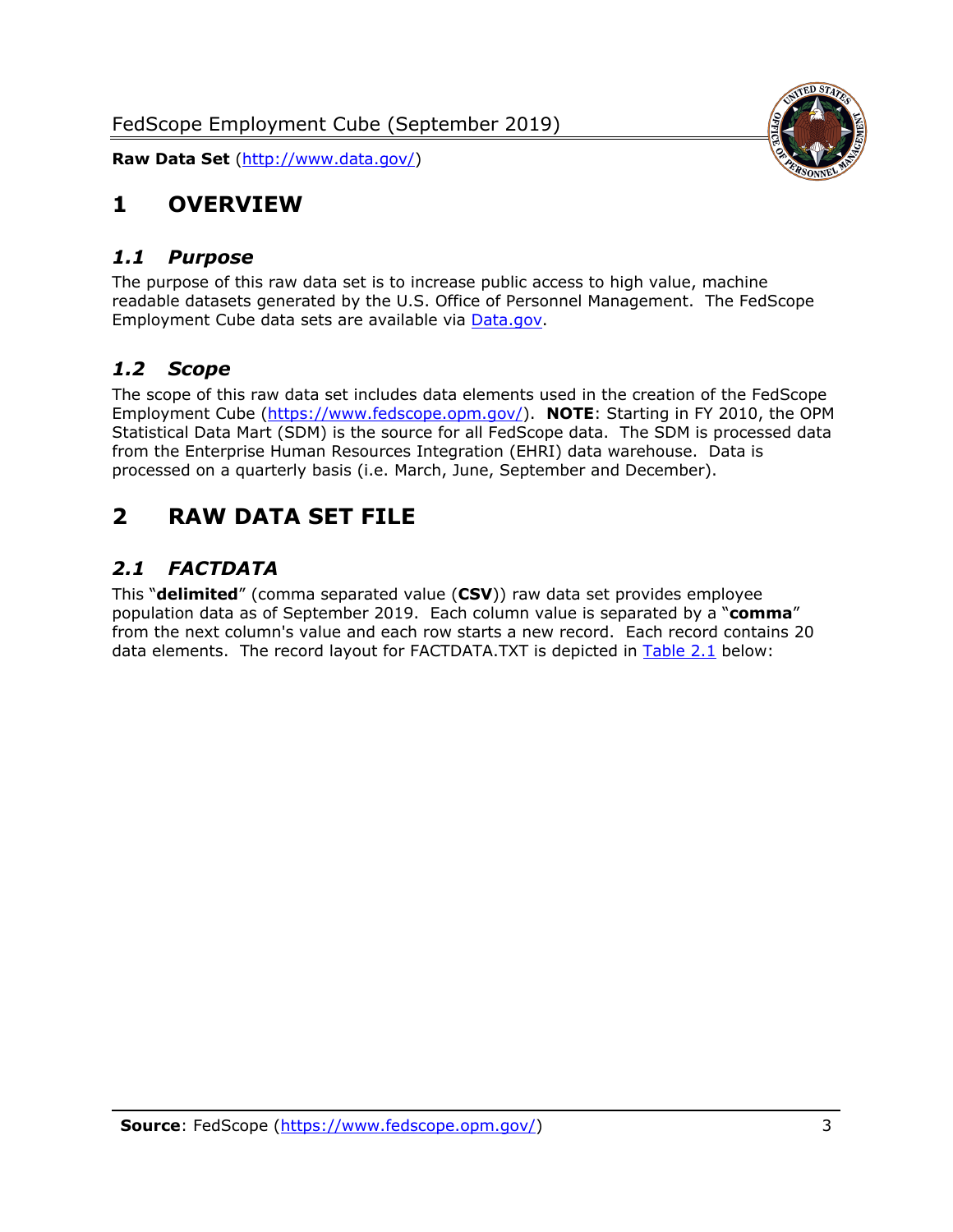# 1 OVERVIEW

## 1.1 Purpose

The purpose of this raw data set is to increase public access to high value, machine readable datasets generated by the U.S. Office of Personnel Management. The FedScope Employment Cube data sets are available via [Data.gov](http://www.data.gov/).

## 1.2 Scope

The scope of this raw data set includes data elements used in the creation of the FedScope Employment Cube ([https://www.fedscope.opm.gov/](https://www.fedscope.opm.gov/)). **NOTE**: Starting in FY 2010, the OPM Statistical Data Mart (SDM) is the source for all FedScope data. The SDM is processed data from the Enterprise Human Resources Integration (EHRI) data warehouse. Data is processed on a quarterly basis (i.e. March, June, September and December).

# 2 RAW DATA SET FILE

## 2.1 FACTDATA

This "**delimited**" (comma separated value (**CSV**)) raw data set provides employee population data as of September 2019. Each column value is separated by a "**comma**" from the next column's value and each row starts a new record. Each record contains 20 data elements. The record layout for FACTDATA.TXT is depicted in Table 2.1 below: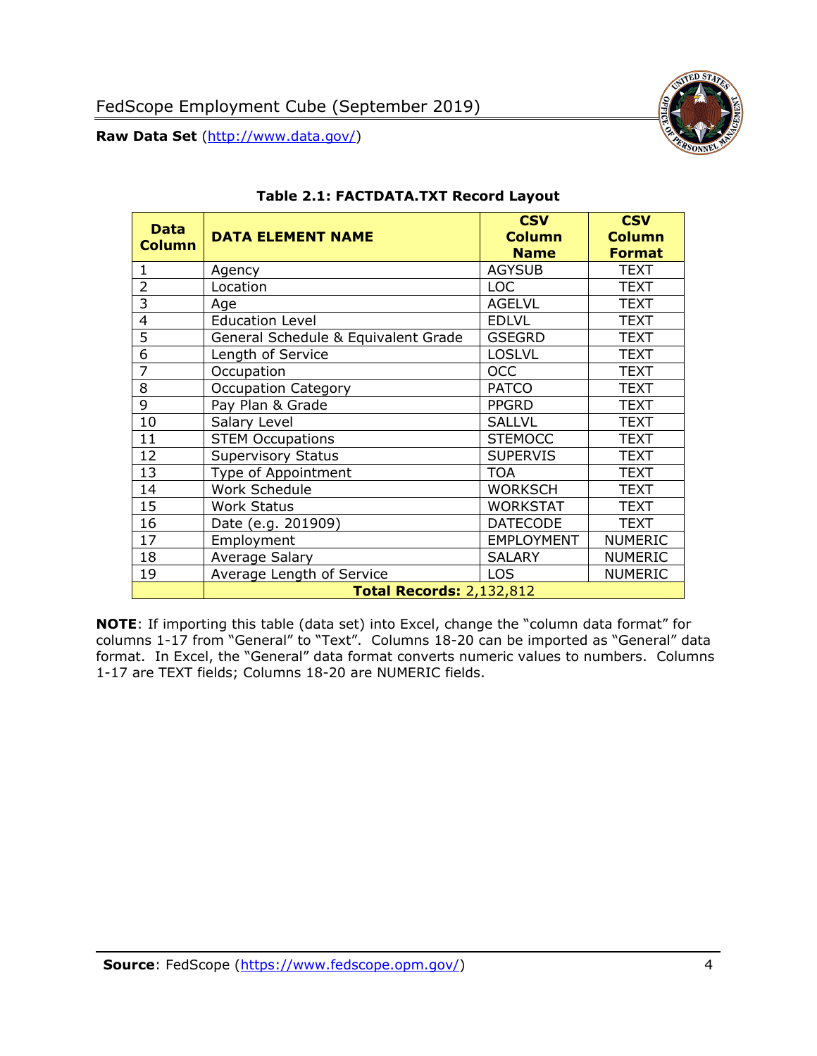### Table 2.1: FACTDATA.TXT Record Layout

| Data Column | DATA ELEMENT NAME | CSV Column Name | CSV Column Format |
|---|---|---|---|
| 1 | Agency | AGYSUB | TEXT |
| 2 | Location | LOC | TEXT |
| 3 | Age | AGELVL | TEXT |
| 4 | Education Level | EDLVL | TEXT |
| 5 | General Schedule & Equivalent Grade | GSEGRD | TEXT |
| 6 | Length of Service | LOSLVL | TEXT |
| 7 | Occupation | OCC | TEXT |
| 8 | Occupation Category | PATCO | TEXT |
| 9 | Pay Plan & Grade | PPGRD | TEXT |
| 10 | Salary Level | SALLVL | TEXT |
| 11 | STEM Occupations | STEMOCC | TEXT |
| 12 | Supervisory Status | SUPERVIS | TEXT |
| 13 | Type of Appointment | TOA | TEXT |
| 14 | Work Schedule | WORKSCH | TEXT |
| 15 | Work Status | WORKSTAT | TEXT |
| 16 | Date (e.g. 201909) | DATECODE | TEXT |
| 17 | Employment | EMPLOYMENT | NUMERIC |
| 18 | Average Salary | SALARY | NUMERIC |
| 19 | Average Length of Service | LOS | NUMERIC |
| | **Total Records:** 2,132,812 | | |

**NOTE**: If importing this table (data set) into Excel, change the "column data format" for columns 1-17 from "General" to "Text". Columns 18-20 can be imported as "General" data format. In Excel, the "General" data format converts numeric values to numbers. Columns 1-17 are TEXT fields; Columns 18-20 are NUMERIC fields.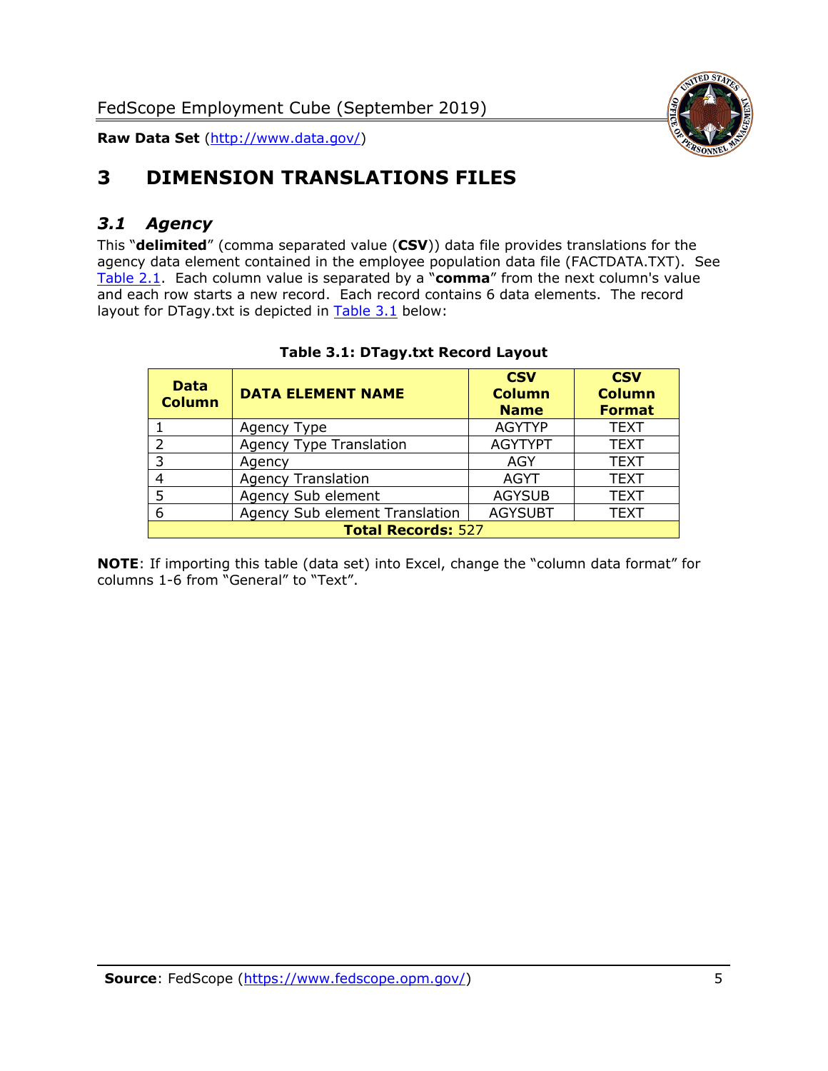# 3 DIMENSION TRANSLATIONS FILES

## *3.1 Agency*

This "**delimited**" (comma separated value (**CSV**)) data file provides translations for the agency data element contained in the employee population data file (FACTDATA.TXT). See Table 2.1. Each column value is separated by a "**comma**" from the next column's value and each row starts a new record. Each record contains 6 data elements. The record layout for DTagy.txt is depicted in Table 3.1 below:

**Table 3.1: DTagy.txt Record Layout**

| Data Column | DATA ELEMENT NAME | CSV Column Name | CSV Column Format |
|---|---|---|---|
| 1 | Agency Type | AGYTYP | TEXT |
| 2 | Agency Type Translation | AGYTYPT | TEXT |
| 3 | Agency | AGY | TEXT |
| 4 | Agency Translation | AGYT | TEXT |
| 5 | Agency Sub element | AGYSUB | TEXT |
| 6 | Agency Sub element Translation | AGYSUBT | TEXT |
| **Total Records:** 527 | | | |

**NOTE**: If importing this table (data set) into Excel, change the "column data format" for columns 1-6 from "General" to "Text".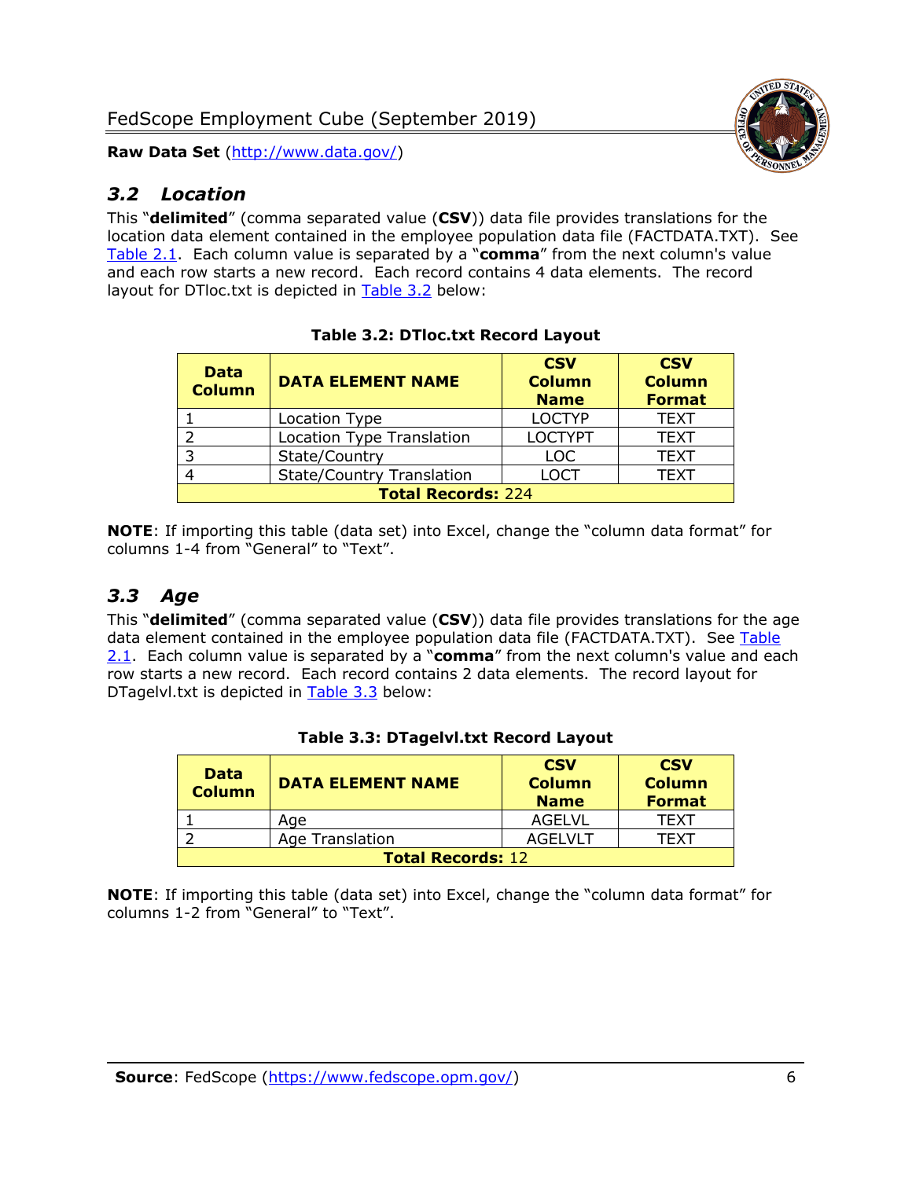## *3.2 Location*

This "**delimited**" (comma separated value (**CSV**)) data file provides translations for the location data element contained in the employee population data file (FACTDATA.TXT). See Table 2.1. Each column value is separated by a "**comma**" from the next column's value and each row starts a new record. Each record contains 4 data elements. The record layout for DTloc.txt is depicted in Table 3.2 below:

**Table 3.2: DTloc.txt Record Layout**

| Data Column | DATA ELEMENT NAME | CSV Column Name | CSV Column Format |
|---|---|---|---|
| 1 | Location Type | LOCTYP | TEXT |
| 2 | Location Type Translation | LOCTYPT | TEXT |
| 3 | State/Country | LOC | TEXT |
| 4 | State/Country Translation | LOCT | TEXT |
| **Total Records:** 224 | | | |

**NOTE**: If importing this table (data set) into Excel, change the "column data format" for columns 1-4 from "General" to "Text".

## *3.3 Age*

This "**delimited**" (comma separated value (**CSV**)) data file provides translations for the age data element contained in the employee population data file (FACTDATA.TXT). See Table 2.1. Each column value is separated by a "**comma**" from the next column's value and each row starts a new record. Each record contains 2 data elements. The record layout for DTagelvl.txt is depicted in Table 3.3 below:

**Table 3.3: DTagelvl.txt Record Layout**

| Data Column | DATA ELEMENT NAME | CSV Column Name | CSV Column Format |
|---|---|---|---|
| 1 | Age | AGELVL | TEXT |
| 2 | Age Translation | AGELVLT | TEXT |
| **Total Records:** 12 | | | |

**NOTE**: If importing this table (data set) into Excel, change the "column data format" for columns 1-2 from "General" to "Text".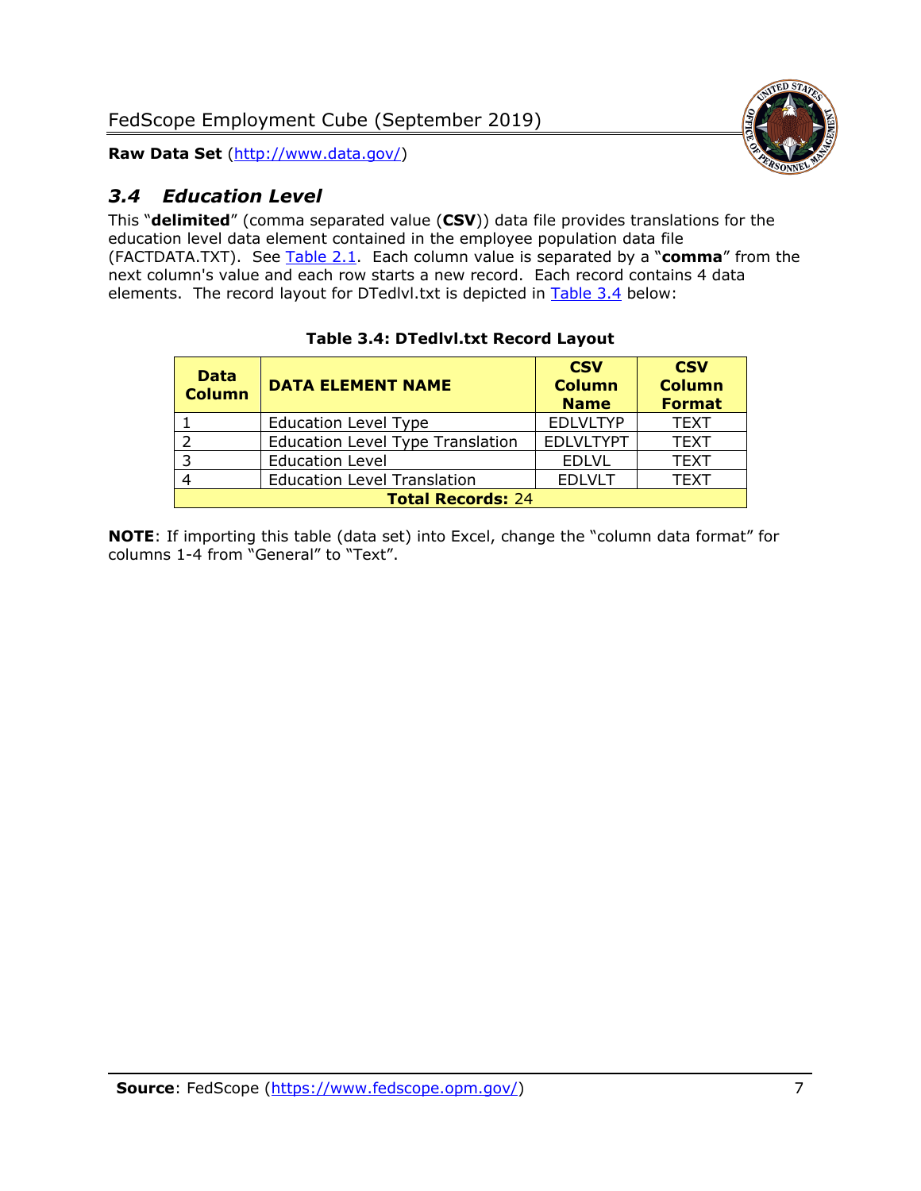## *3.4 Education Level*

This "**delimited**" (comma separated value (**CSV**)) data file provides translations for the education level data element contained in the employee population data file (FACTDATA.TXT). See [Table 2.1](#). Each column value is separated by a "**comma**" from the next column's value and each row starts a new record. Each record contains 4 data elements. The record layout for DTedlvl.txt is depicted in [Table 3.4](#) below:

**Table 3.4: DTedlvl.txt Record Layout**

| Data Column | DATA ELEMENT NAME | CSV Column Name | CSV Column Format |
|---|---|---|---|
| 1 | Education Level Type | EDLVLTYP | TEXT |
| 2 | Education Level Type Translation | EDLVLTYPT | TEXT |
| 3 | Education Level | EDLVL | TEXT |
| 4 | Education Level Translation | EDLVLT | TEXT |
| **Total Records:** 24 | | | |

**NOTE**: If importing this table (data set) into Excel, change the "column data format" for columns 1-4 from "General" to "Text".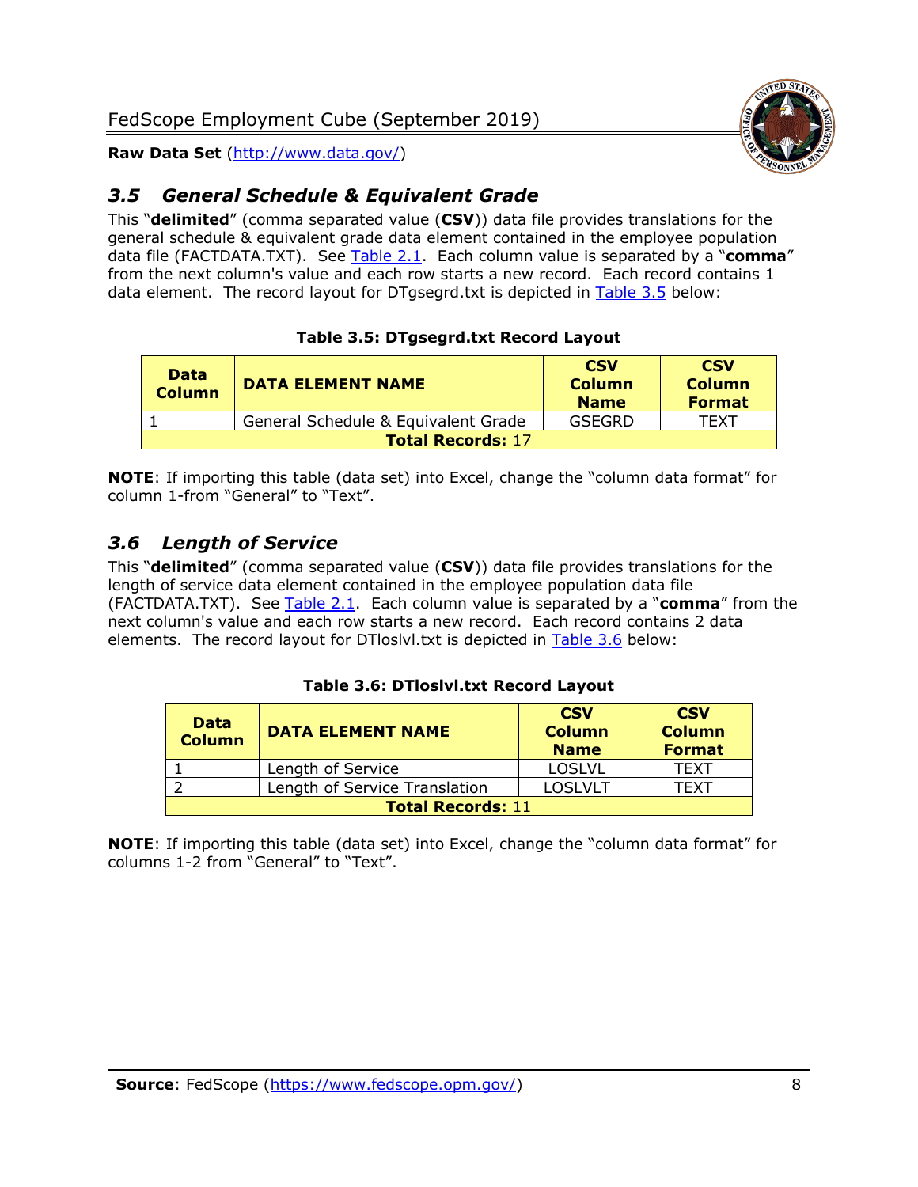## 3.5 *General Schedule & Equivalent Grade*

This "**delimited**" (comma separated value (**CSV**)) data file provides translations for the general schedule & equivalent grade data element contained in the employee population data file (FACTDATA.TXT). See Table 2.1. Each column value is separated by a "**comma**" from the next column's value and each row starts a new record. Each record contains 1 data element. The record layout for DTgsegrd.txt is depicted in Table 3.5 below:

**Table 3.5: DTgsegrd.txt Record Layout**

| Data Column | DATA ELEMENT NAME | CSV Column Name | CSV Column Format |
|---|---|---|---|
| 1 | General Schedule & Equivalent Grade | GSEGRD | TEXT |
| **Total Records:** 17 | | | |

**NOTE**: If importing this table (data set) into Excel, change the "column data format" for column 1-from "General" to "Text".

## 3.6 *Length of Service*

This "**delimited**" (comma separated value (**CSV**)) data file provides translations for the length of service data element contained in the employee population data file (FACTDATA.TXT). See Table 2.1. Each column value is separated by a "**comma**" from the next column's value and each row starts a new record. Each record contains 2 data elements. The record layout for DTloslvl.txt is depicted in Table 3.6 below:

**Table 3.6: DTloslvl.txt Record Layout**

| Data Column | DATA ELEMENT NAME | CSV Column Name | CSV Column Format |
|---|---|---|---|
| 1 | Length of Service | LOSLVL | TEXT |
| 2 | Length of Service Translation | LOSLVLT | TEXT |
| **Total Records:** 11 | | | |

**NOTE**: If importing this table (data set) into Excel, change the "column data format" for columns 1-2 from "General" to "Text".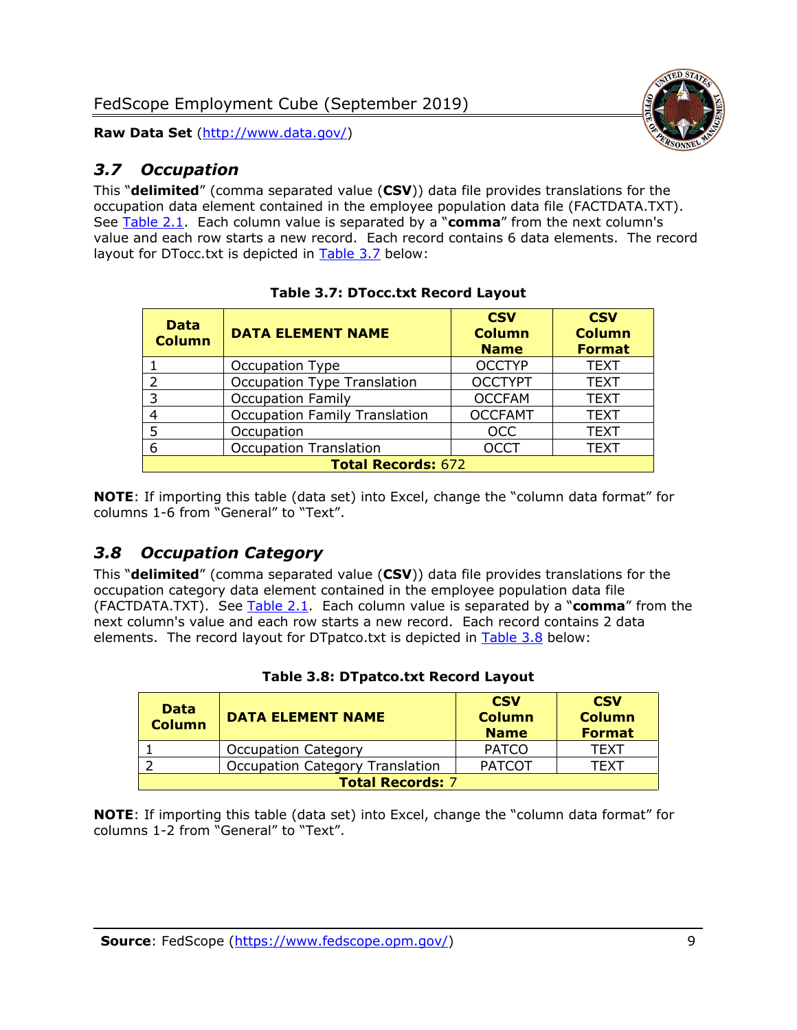## 3.7 Occupation

This "**delimited**" (comma separated value (**CSV**)) data file provides translations for the occupation data element contained in the employee population data file (FACTDATA.TXT). See Table 2.1. Each column value is separated by a "**comma**" from the next column's value and each row starts a new record. Each record contains 6 data elements. The record layout for DTocc.txt is depicted in Table 3.7 below:

**Table 3.7: DTocc.txt Record Layout**

| Data Column | DATA ELEMENT NAME | CSV Column Name | CSV Column Format |
|---|---|---|---|
| 1 | Occupation Type | OCCTYP | TEXT |
| 2 | Occupation Type Translation | OCCTYPT | TEXT |
| 3 | Occupation Family | OCCFAM | TEXT |
| 4 | Occupation Family Translation | OCCFAMT | TEXT |
| 5 | Occupation | OCC | TEXT |
| 6 | Occupation Translation | OCCT | TEXT |
| **Total Records:** 672 | | | |

**NOTE**: If importing this table (data set) into Excel, change the "column data format" for columns 1-6 from "General" to "Text".

## 3.8 Occupation Category

This "**delimited**" (comma separated value (**CSV**)) data file provides translations for the occupation category data element contained in the employee population data file (FACTDATA.TXT). See Table 2.1. Each column value is separated by a "**comma**" from the next column's value and each row starts a new record. Each record contains 2 data elements. The record layout for DTpatco.txt is depicted in Table 3.8 below:

**Table 3.8: DTpatco.txt Record Layout**

| Data Column | DATA ELEMENT NAME | CSV Column Name | CSV Column Format |
|---|---|---|---|
| 1 | Occupation Category | PATCO | TEXT |
| 2 | Occupation Category Translation | PATCOT | TEXT |
| **Total Records:** 7 | | | |

**NOTE**: If importing this table (data set) into Excel, change the "column data format" for columns 1-2 from "General" to "Text".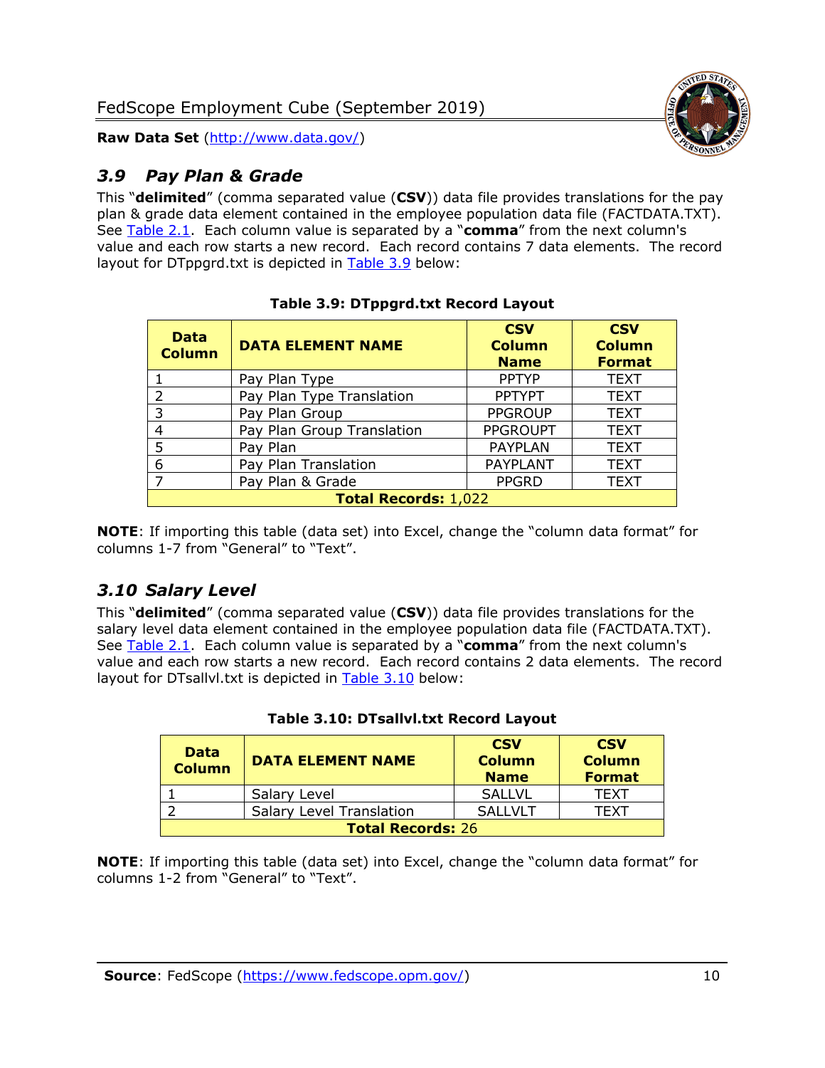### *3.9 Pay Plan & Grade*

This "**delimited**" (comma separated value (**CSV**)) data file provides translations for the pay plan & grade data element contained in the employee population data file (FACTDATA.TXT). See Table 2.1. Each column value is separated by a "**comma**" from the next column's value and each row starts a new record. Each record contains 7 data elements. The record layout for DTppgrd.txt is depicted in Table 3.9 below:

**Table 3.9: DTppgrd.txt Record Layout**

| Data Column | DATA ELEMENT NAME | CSV Column Name | CSV Column Format |
|---|---|---|---|
| 1 | Pay Plan Type | PPTYP | TEXT |
| 2 | Pay Plan Type Translation | PPTYPT | TEXT |
| 3 | Pay Plan Group | PPGROUP | TEXT |
| 4 | Pay Plan Group Translation | PPGROUPT | TEXT |
| 5 | Pay Plan | PAYPLAN | TEXT |
| 6 | Pay Plan Translation | PAYPLANT | TEXT |
| 7 | Pay Plan & Grade | PPGRD | TEXT |
| **Total Records:** 1,022 | | | |

**NOTE**: If importing this table (data set) into Excel, change the "column data format" for columns 1-7 from "General" to "Text".

### *3.10 Salary Level*

This "**delimited**" (comma separated value (**CSV**)) data file provides translations for the salary level data element contained in the employee population data file (FACTDATA.TXT). See Table 2.1. Each column value is separated by a "**comma**" from the next column's value and each row starts a new record. Each record contains 2 data elements. The record layout for DTsallvl.txt is depicted in Table 3.10 below:

**Table 3.10: DTsallvl.txt Record Layout**

| Data Column | DATA ELEMENT NAME | CSV Column Name | CSV Column Format |
|---|---|---|---|
| 1 | Salary Level | SALLVL | TEXT |
| 2 | Salary Level Translation | SALLVLT | TEXT |
| **Total Records:** 26 | | | |

**NOTE**: If importing this table (data set) into Excel, change the "column data format" for columns 1-2 from "General" to "Text".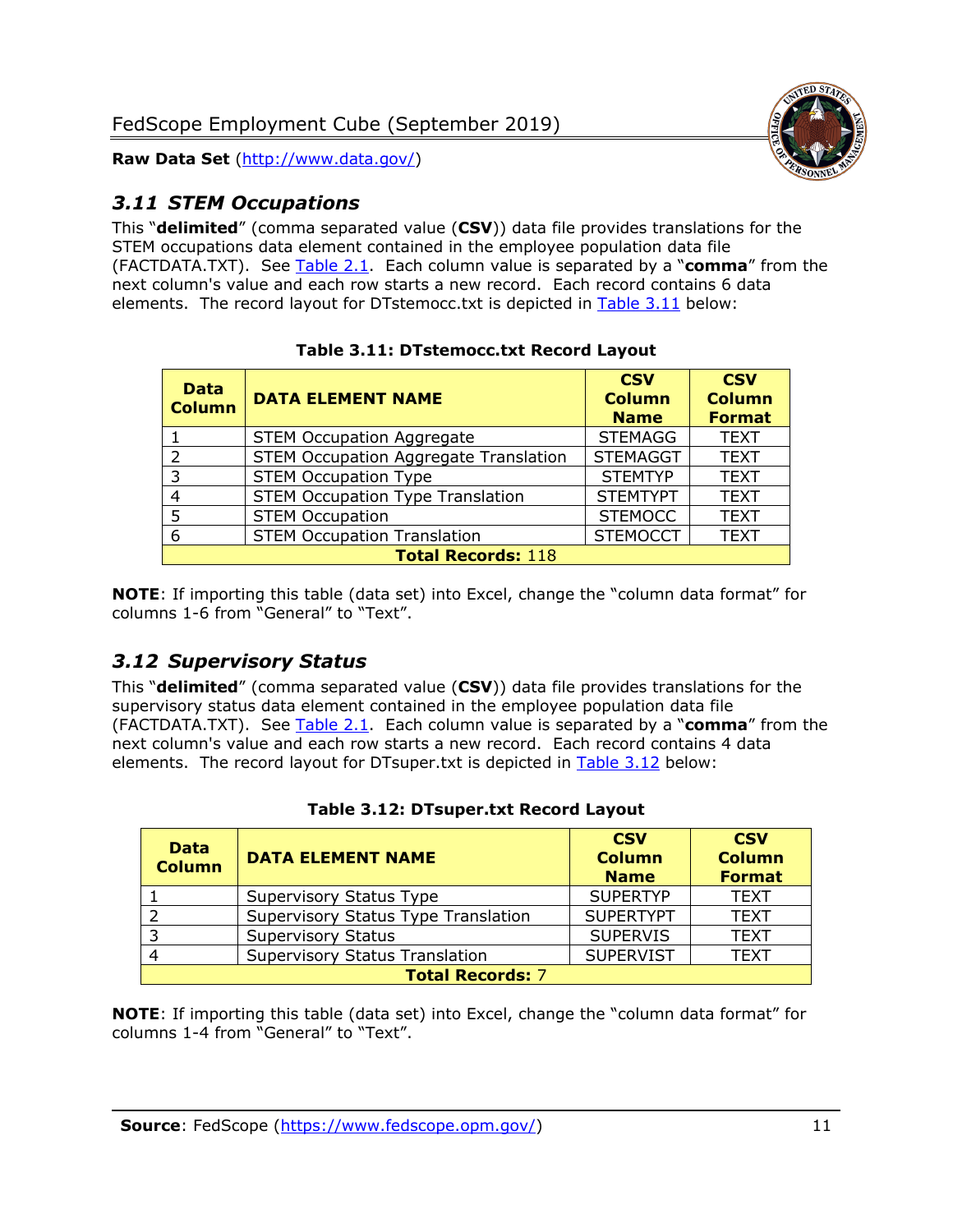## 3.11 STEM Occupations

This "**delimited**" (comma separated value (**CSV**)) data file provides translations for the STEM occupations data element contained in the employee population data file (FACTDATA.TXT). See Table 2.1. Each column value is separated by a "**comma**" from the next column's value and each row starts a new record. Each record contains 6 data elements. The record layout for DTstemocc.txt is depicted in Table 3.11 below:

**Table 3.11: DTstemocc.txt Record Layout**

| Data Column | DATA ELEMENT NAME | CSV Column Name | CSV Column Format |
|---|---|---|---|
| 1 | STEM Occupation Aggregate | STEMAGG | TEXT |
| 2 | STEM Occupation Aggregate Translation | STEMAGGT | TEXT |
| 3 | STEM Occupation Type | STEMTYP | TEXT |
| 4 | STEM Occupation Type Translation | STEMTYPT | TEXT |
| 5 | STEM Occupation | STEMOCC | TEXT |
| 6 | STEM Occupation Translation | STEMOCCT | TEXT |
| **Total Records:** 118 | | | |

**NOTE**: If importing this table (data set) into Excel, change the "column data format" for columns 1-6 from "General" to "Text".

## 3.12 Supervisory Status

This "**delimited**" (comma separated value (**CSV**)) data file provides translations for the supervisory status data element contained in the employee population data file (FACTDATA.TXT). See Table 2.1. Each column value is separated by a "**comma**" from the next column's value and each row starts a new record. Each record contains 4 data elements. The record layout for DTsuper.txt is depicted in Table 3.12 below:

**Table 3.12: DTsuper.txt Record Layout**

| Data Column | DATA ELEMENT NAME | CSV Column Name | CSV Column Format |
|---|---|---|---|
| 1 | Supervisory Status Type | SUPERTYP | TEXT |
| 2 | Supervisory Status Type Translation | SUPERTYPT | TEXT |
| 3 | Supervisory Status | SUPERVIS | TEXT |
| 4 | Supervisory Status Translation | SUPERVIST | TEXT |
| **Total Records:** 7 | | | |

**NOTE**: If importing this table (data set) into Excel, change the "column data format" for columns 1-4 from "General" to "Text".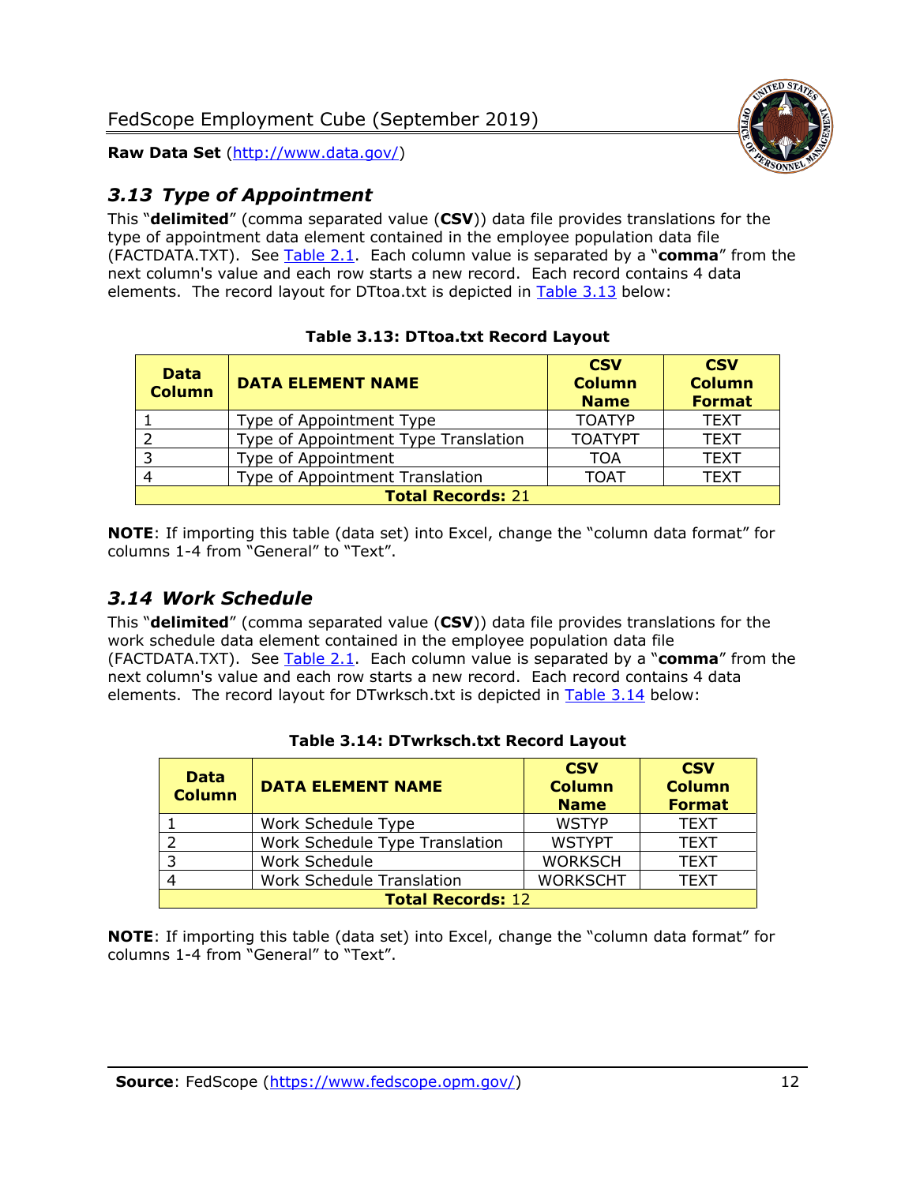### *3.13 Type of Appointment*

This "**delimited**" (comma separated value (**CSV**)) data file provides translations for the type of appointment data element contained in the employee population data file (FACTDATA.TXT). See Table 2.1. Each column value is separated by a "**comma**" from the next column's value and each row starts a new record. Each record contains 4 data elements. The record layout for DTtoa.txt is depicted in Table 3.13 below:

**Table 3.13: DTtoa.txt Record Layout**

| Data Column | DATA ELEMENT NAME | CSV Column Name | CSV Column Format |
|---|---|---|---|
| 1 | Type of Appointment Type | TOATYP | TEXT |
| 2 | Type of Appointment Type Translation | TOATYPT | TEXT |
| 3 | Type of Appointment | TOA | TEXT |
| 4 | Type of Appointment Translation | TOAT | TEXT |
| **Total Records:** 21 | | | |

**NOTE**: If importing this table (data set) into Excel, change the "column data format" for columns 1-4 from "General" to "Text".

### *3.14 Work Schedule*

This "**delimited**" (comma separated value (**CSV**)) data file provides translations for the work schedule data element contained in the employee population data file (FACTDATA.TXT). See Table 2.1. Each column value is separated by a "**comma**" from the next column's value and each row starts a new record. Each record contains 4 data elements. The record layout for DTwrksch.txt is depicted in Table 3.14 below:

**Table 3.14: DTwrksch.txt Record Layout**

| Data Column | DATA ELEMENT NAME | CSV Column Name | CSV Column Format |
|---|---|---|---|
| 1 | Work Schedule Type | WSTYP | TEXT |
| 2 | Work Schedule Type Translation | WSTYPT | TEXT |
| 3 | Work Schedule | WORKSCH | TEXT |
| 4 | Work Schedule Translation | WORKSCHT | TEXT |
| **Total Records:** 12 | | | |

**NOTE**: If importing this table (data set) into Excel, change the "column data format" for columns 1-4 from "General" to "Text".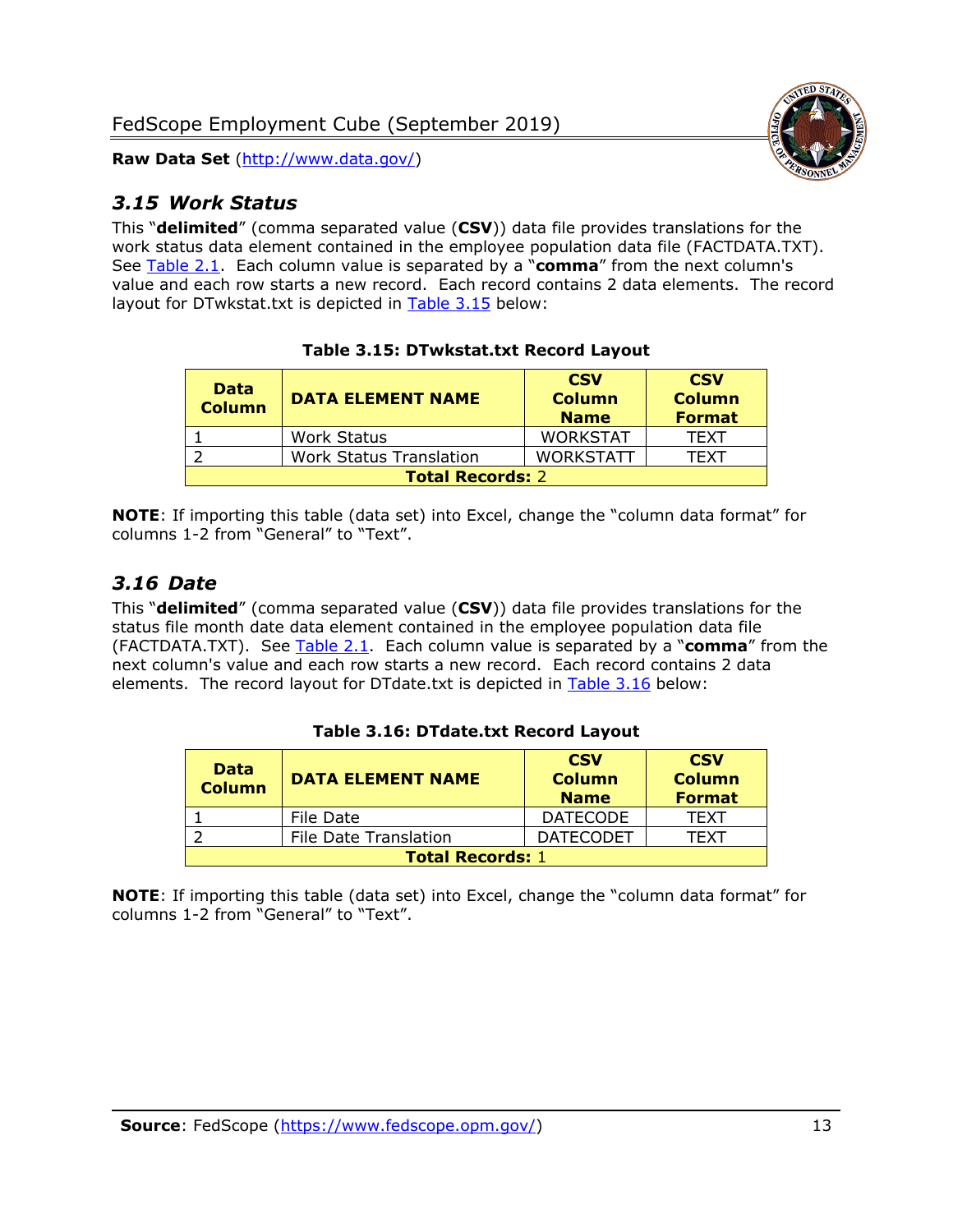## *3.15 Work Status*

This "**delimited**" (comma separated value (**CSV**)) data file provides translations for the work status data element contained in the employee population data file (FACTDATA.TXT). See Table 2.1. Each column value is separated by a "**comma**" from the next column's value and each row starts a new record. Each record contains 2 data elements. The record layout for DTwkstat.txt is depicted in Table 3.15 below:

**Table 3.15: DTwkstat.txt Record Layout**

| Data Column | DATA ELEMENT NAME | CSV Column Name | CSV Column Format |
|---|---|---|---|
| 1 | Work Status | WORKSTAT | TEXT |
| 2 | Work Status Translation | WORKSTATT | TEXT |
| **Total Records:** 2 | | | |

**NOTE**: If importing this table (data set) into Excel, change the "column data format" for columns 1-2 from "General" to "Text".

## *3.16 Date*

This "**delimited**" (comma separated value (**CSV**)) data file provides translations for the status file month date data element contained in the employee population data file (FACTDATA.TXT). See Table 2.1. Each column value is separated by a "**comma**" from the next column's value and each row starts a new record. Each record contains 2 data elements. The record layout for DTdate.txt is depicted in Table 3.16 below:

**Table 3.16: DTdate.txt Record Layout**

| Data Column | DATA ELEMENT NAME | CSV Column Name | CSV Column Format |
|---|---|---|---|
| 1 | File Date | DATECODE | TEXT |
| 2 | File Date Translation | DATECODET | TEXT |
| **Total Records:** 1 | | | |

**NOTE**: If importing this table (data set) into Excel, change the "column data format" for columns 1-2 from "General" to "Text".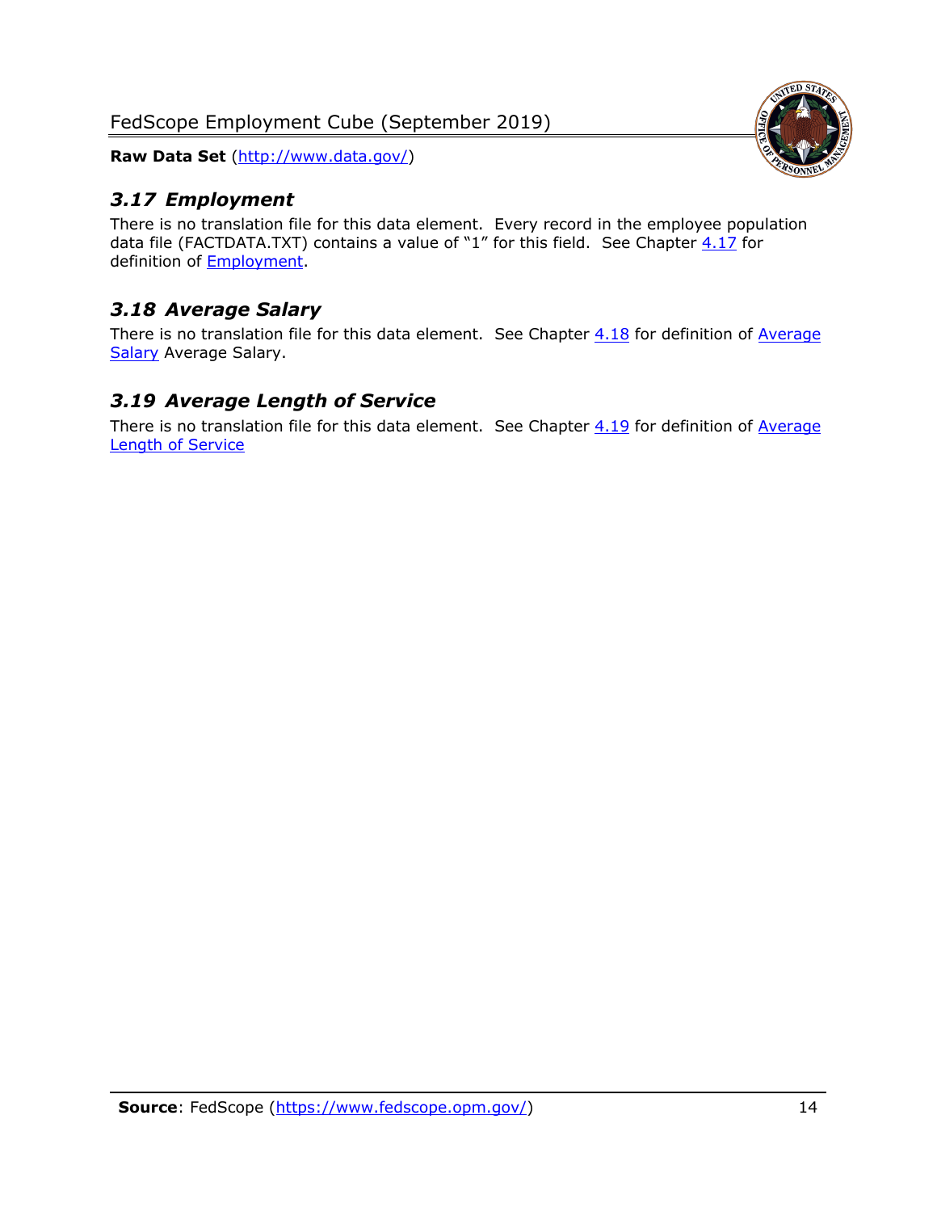### *3.17 Employment*

There is no translation file for this data element. Every record in the employee population data file (FACTDATA.TXT) contains a value of "1" for this field. See Chapter 4.17 for definition of Employment.

### *3.18 Average Salary*

There is no translation file for this data element. See Chapter 4.18 for definition of Average Salary Average Salary.

### *3.19 Average Length of Service*

There is no translation file for this data element. See Chapter 4.19 for definition of Average Length of Service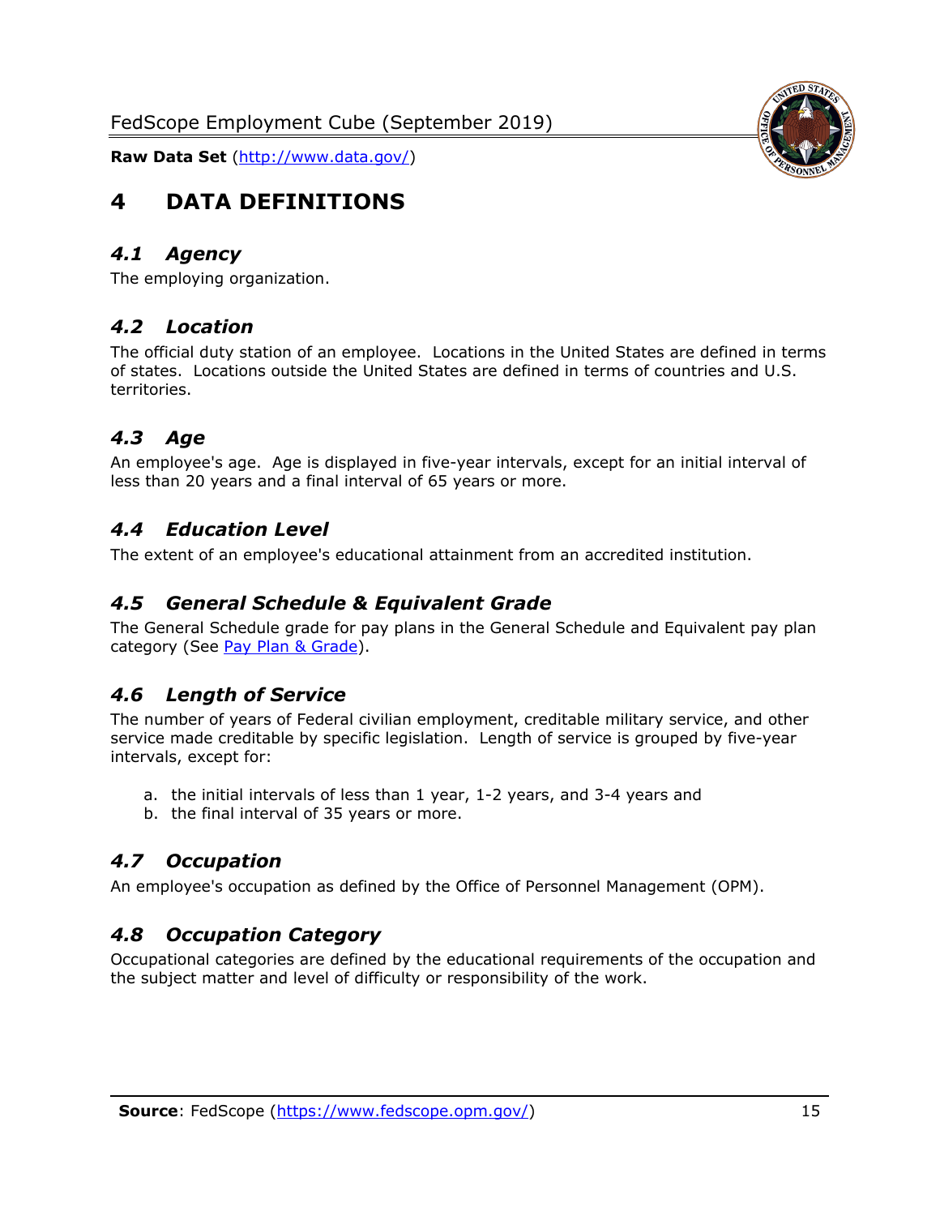# 4 DATA DEFINITIONS

## *4.1 Agency*

The employing organization.

## *4.2 Location*

The official duty station of an employee. Locations in the United States are defined in terms of states. Locations outside the United States are defined in terms of countries and U.S. territories.

## *4.3 Age*

An employee's age. Age is displayed in five-year intervals, except for an initial interval of less than 20 years and a final interval of 65 years or more.

## *4.4 Education Level*

The extent of an employee's educational attainment from an accredited institution.

## *4.5 General Schedule & Equivalent Grade*

The General Schedule grade for pay plans in the General Schedule and Equivalent pay plan category (See Pay Plan & Grade).

## *4.6 Length of Service*

The number of years of Federal civilian employment, creditable military service, and other service made creditable by specific legislation. Length of service is grouped by five-year intervals, except for:

a. the initial intervals of less than 1 year, 1-2 years, and 3-4 years and
b. the final interval of 35 years or more.

## *4.7 Occupation*

An employee's occupation as defined by the Office of Personnel Management (OPM).

## *4.8 Occupation Category*

Occupational categories are defined by the educational requirements of the occupation and the subject matter and level of difficulty or responsibility of the work.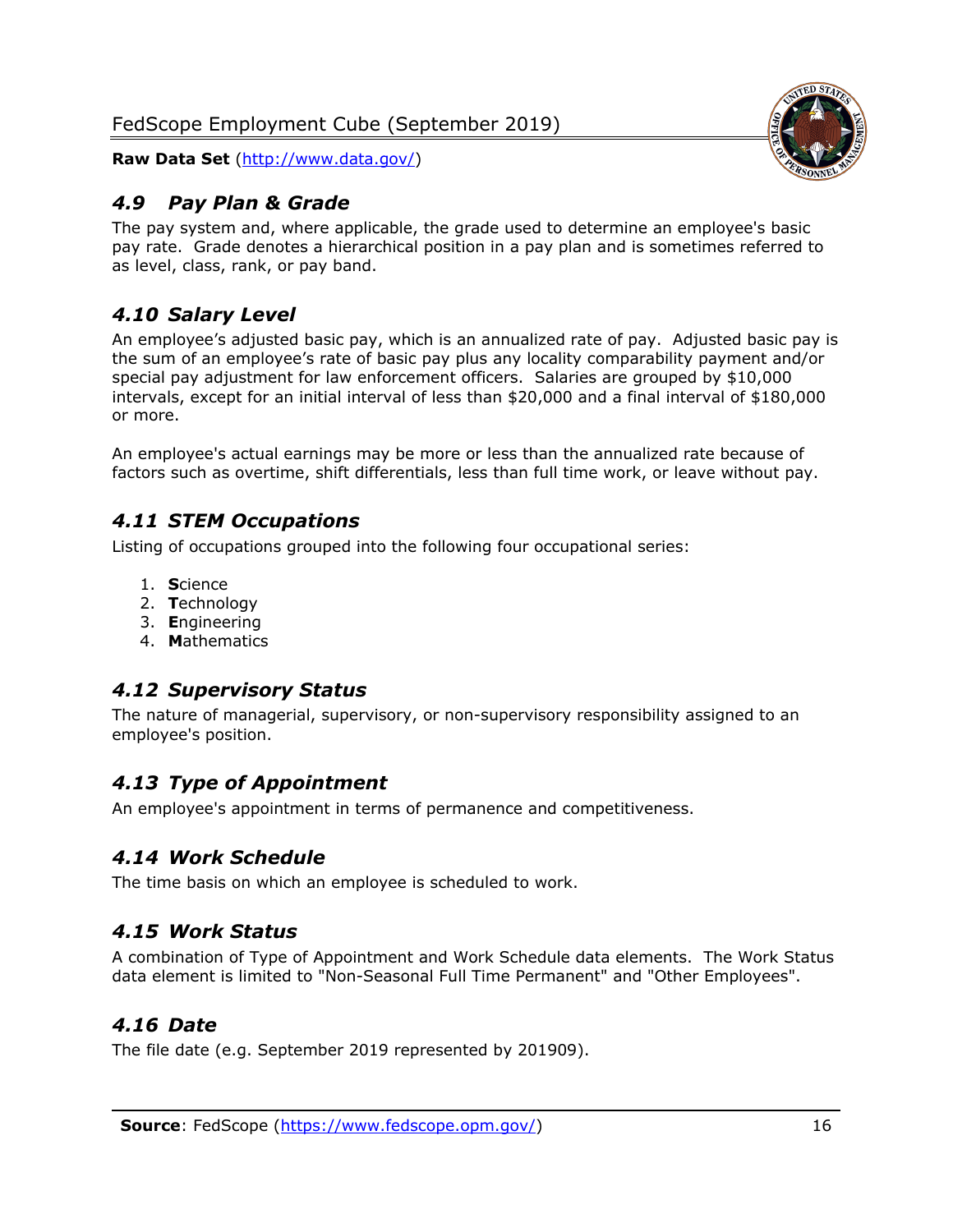### *4.9 Pay Plan & Grade*

The pay system and, where applicable, the grade used to determine an employee's basic pay rate. Grade denotes a hierarchical position in a pay plan and is sometimes referred to as level, class, rank, or pay band.

### *4.10 Salary Level*

An employee's adjusted basic pay, which is an annualized rate of pay. Adjusted basic pay is the sum of an employee's rate of basic pay plus any locality comparability payment and/or special pay adjustment for law enforcement officers. Salaries are grouped by $10,000 intervals, except for an initial interval of less than $20,000 and a final interval of $180,000 or more.

An employee's actual earnings may be more or less than the annualized rate because of factors such as overtime, shift differentials, less than full time work, or leave without pay.

### *4.11 STEM Occupations*

Listing of occupations grouped into the following four occupational series:

1. **S**cience
2. **T**echnology
3. **E**ngineering
4. **M**athematics

### *4.12 Supervisory Status*

The nature of managerial, supervisory, or non-supervisory responsibility assigned to an employee's position.

### *4.13 Type of Appointment*

An employee's appointment in terms of permanence and competitiveness.

### *4.14 Work Schedule*

The time basis on which an employee is scheduled to work.

### *4.15 Work Status*

A combination of Type of Appointment and Work Schedule data elements. The Work Status data element is limited to "Non-Seasonal Full Time Permanent" and "Other Employees".

### *4.16 Date*

The file date (e.g. September 2019 represented by 201909).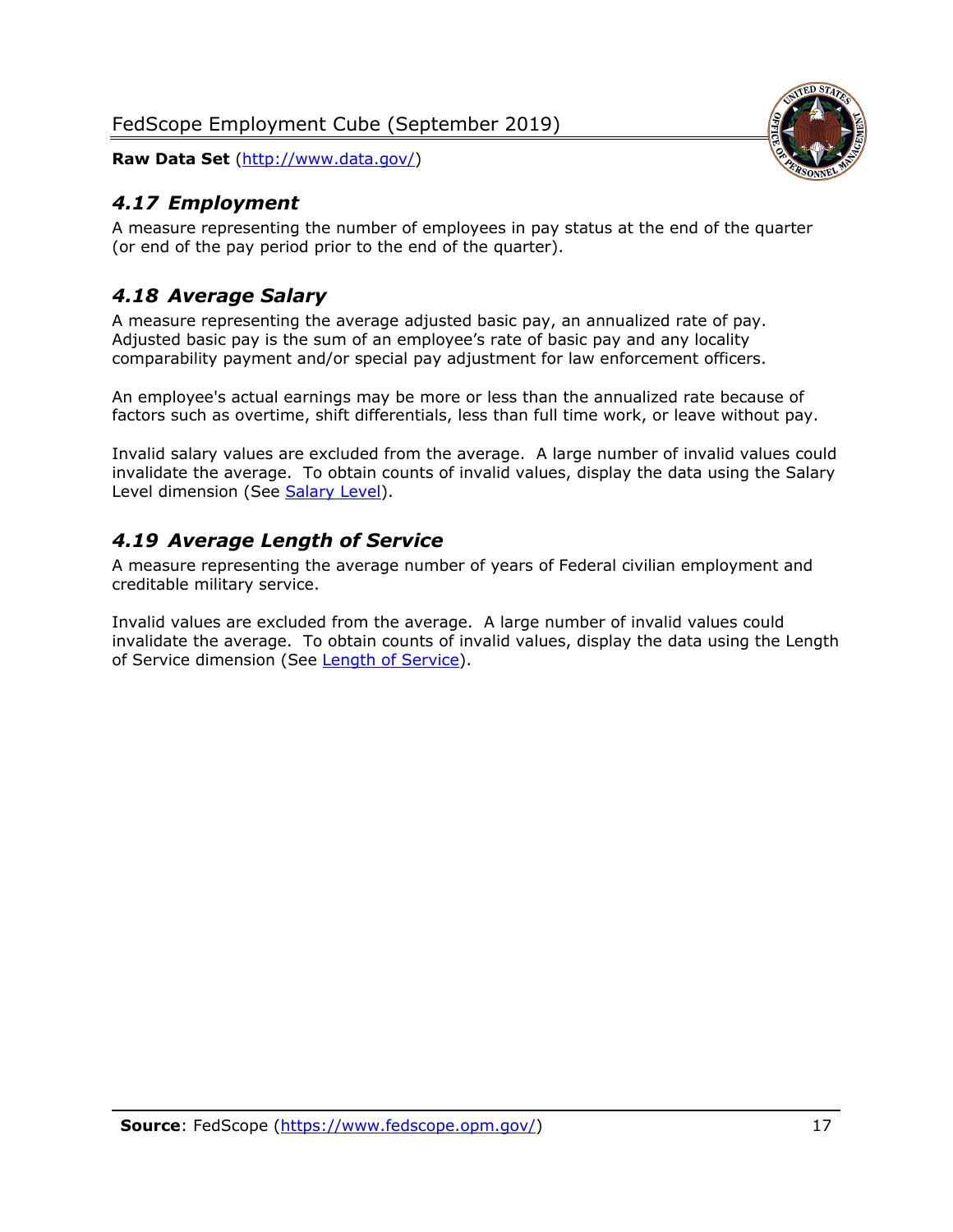## *4.17 Employment*

A measure representing the number of employees in pay status at the end of the quarter (or end of the pay period prior to the end of the quarter).

## *4.18 Average Salary*

A measure representing the average adjusted basic pay, an annualized rate of pay. Adjusted basic pay is the sum of an employee's rate of basic pay and any locality comparability payment and/or special pay adjustment for law enforcement officers.

An employee's actual earnings may be more or less than the annualized rate because of factors such as overtime, shift differentials, less than full time work, or leave without pay.

Invalid salary values are excluded from the average. A large number of invalid values could invalidate the average. To obtain counts of invalid values, display the data using the Salary Level dimension (See [Salary Level](#)).

## *4.19 Average Length of Service*

A measure representing the average number of years of Federal civilian employment and creditable military service.

Invalid values are excluded from the average. A large number of invalid values could invalidate the average. To obtain counts of invalid values, display the data using the Length of Service dimension (See [Length of Service](#)).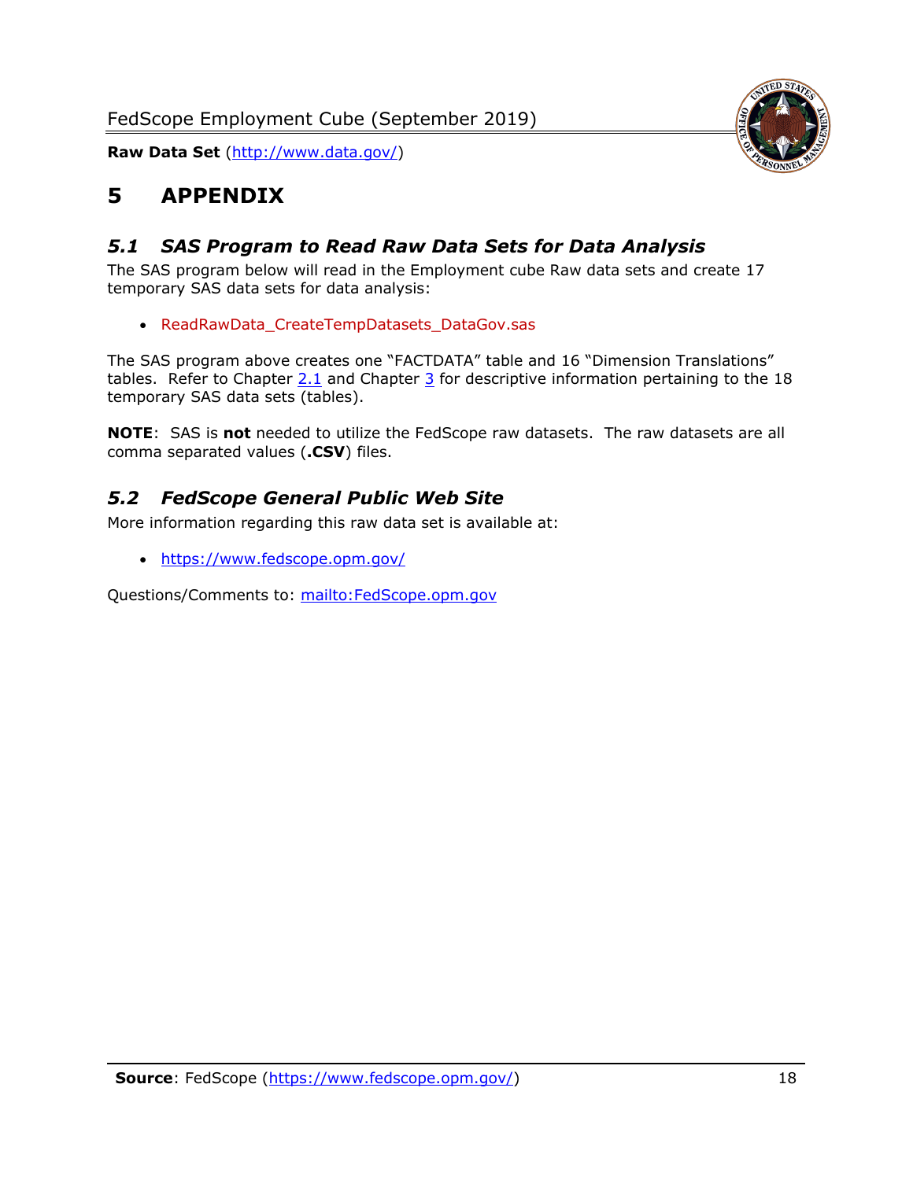# 5 APPENDIX

## *5.1 SAS Program to Read Raw Data Sets for Data Analysis*

The SAS program below will read in the Employment cube Raw data sets and create 17 temporary SAS data sets for data analysis:

- ReadRawData_CreateTempDatasets_DataGov.sas

The SAS program above creates one "FACTDATA" table and 16 "Dimension Translations" tables. Refer to Chapter 2.1 and Chapter 3 for descriptive information pertaining to the 18 temporary SAS data sets (tables).

**NOTE**: SAS is **not** needed to utilize the FedScope raw datasets. The raw datasets are all comma separated values (**.CSV**) files.

## *5.2 FedScope General Public Web Site*

More information regarding this raw data set is available at:

- https://www.fedscope.opm.gov/

Questions/Comments to: mailto:FedScope.opm.gov